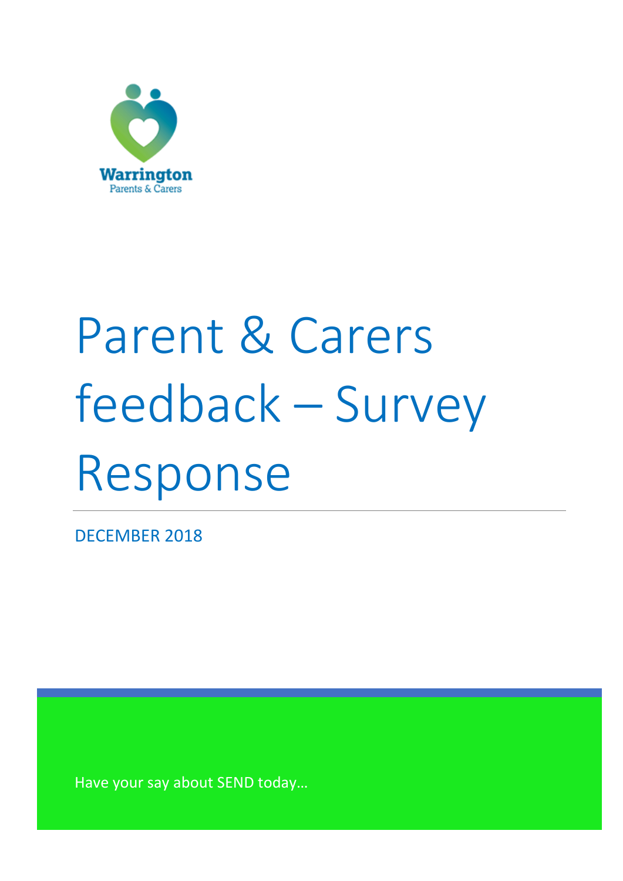Warrington
Parents & Carers

# Parent & Carers feedback – Survey Response

DECEMBER 2018

Have your say about SEND today…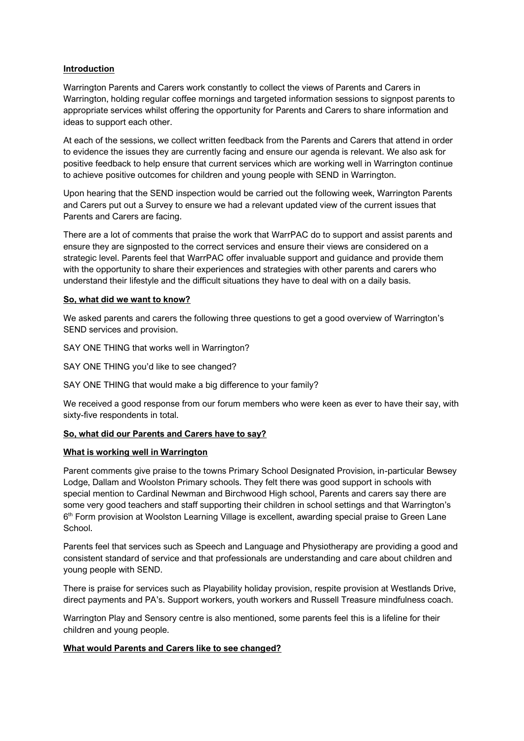## Introduction

Warrington Parents and Carers work constantly to collect the views of Parents and Carers in Warrington, holding regular coffee mornings and targeted information sessions to signpost parents to appropriate services whilst offering the opportunity for Parents and Carers to share information and ideas to support each other.

At each of the sessions, we collect written feedback from the Parents and Carers that attend in order to evidence the issues they are currently facing and ensure our agenda is relevant. We also ask for positive feedback to help ensure that current services which are working well in Warrington continue to achieve positive outcomes for children and young people with SEND in Warrington.

Upon hearing that the SEND inspection would be carried out the following week, Warrington Parents and Carers put out a Survey to ensure we had a relevant updated view of the current issues that Parents and Carers are facing.

There are a lot of comments that praise the work that WarrPAC do to support and assist parents and ensure they are signposted to the correct services and ensure their views are considered on a strategic level. Parents feel that WarrPAC offer invaluable support and guidance and provide them with the opportunity to share their experiences and strategies with other parents and carers who understand their lifestyle and the difficult situations they have to deal with on a daily basis.

## So, what did we want to know?

We asked parents and carers the following three questions to get a good overview of Warrington's SEND services and provision.

SAY ONE THING that works well in Warrington?

SAY ONE THING you'd like to see changed?

SAY ONE THING that would make a big difference to your family?

We received a good response from our forum members who were keen as ever to have their say, with sixty-five respondents in total.

## So, what did our Parents and Carers have to say?

### What is working well in Warrington

Parent comments give praise to the towns Primary School Designated Provision, in-particular Bewsey Lodge, Dallam and Woolston Primary schools. They felt there was good support in schools with special mention to Cardinal Newman and Birchwood High school, Parents and carers say there are some very good teachers and staff supporting their children in school settings and that Warrington's 6th Form provision at Woolston Learning Village is excellent, awarding special praise to Green Lane School.

Parents feel that services such as Speech and Language and Physiotherapy are providing a good and consistent standard of service and that professionals are understanding and care about children and young people with SEND.

There is praise for services such as Playability holiday provision, respite provision at Westlands Drive, direct payments and PA's. Support workers, youth workers and Russell Treasure mindfulness coach.

Warrington Play and Sensory centre is also mentioned, some parents feel this is a lifeline for their children and young people.

### What would Parents and Carers like to see changed?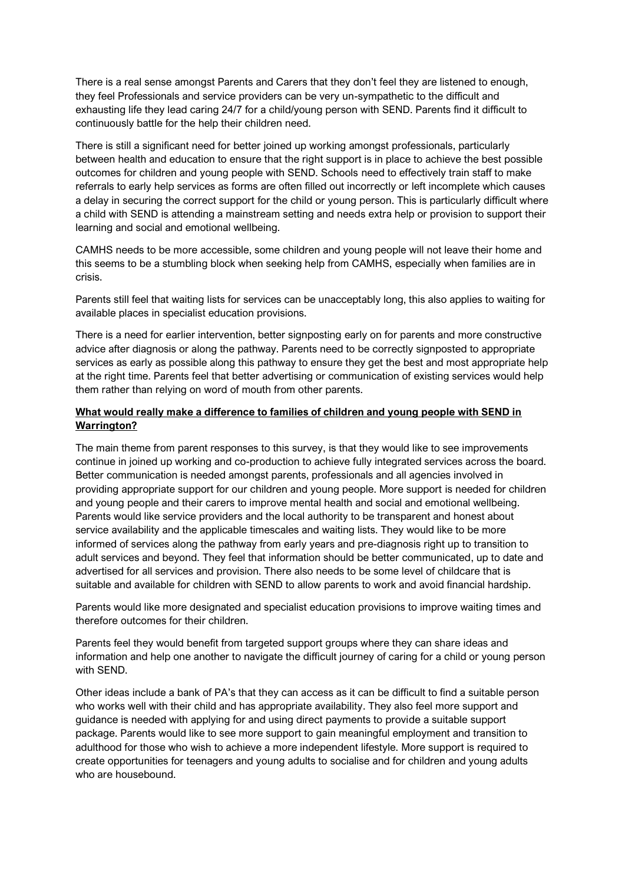There is a real sense amongst Parents and Carers that they don't feel they are listened to enough, they feel Professionals and service providers can be very un-sympathetic to the difficult and exhausting life they lead caring 24/7 for a child/young person with SEND. Parents find it difficult to continuously battle for the help their children need.

There is still a significant need for better joined up working amongst professionals, particularly between health and education to ensure that the right support is in place to achieve the best possible outcomes for children and young people with SEND. Schools need to effectively train staff to make referrals to early help services as forms are often filled out incorrectly or left incomplete which causes a delay in securing the correct support for the child or young person. This is particularly difficult where a child with SEND is attending a mainstream setting and needs extra help or provision to support their learning and social and emotional wellbeing.

CAMHS needs to be more accessible, some children and young people will not leave their home and this seems to be a stumbling block when seeking help from CAMHS, especially when families are in crisis.

Parents still feel that waiting lists for services can be unacceptably long, this also applies to waiting for available places in specialist education provisions.

There is a need for earlier intervention, better signposting early on for parents and more constructive advice after diagnosis or along the pathway. Parents need to be correctly signposted to appropriate services as early as possible along this pathway to ensure they get the best and most appropriate help at the right time. Parents feel that better advertising or communication of existing services would help them rather than relying on word of mouth from other parents.

**<u>What would really make a difference to families of children and young people with SEND in Warrington?</u>**

The main theme from parent responses to this survey, is that they would like to see improvements continue in joined up working and co-production to achieve fully integrated services across the board. Better communication is needed amongst parents, professionals and all agencies involved in providing appropriate support for our children and young people. More support is needed for children and young people and their carers to improve mental health and social and emotional wellbeing. Parents would like service providers and the local authority to be transparent and honest about service availability and the applicable timescales and waiting lists. They would like to be more informed of services along the pathway from early years and pre-diagnosis right up to transition to adult services and beyond. They feel that information should be better communicated, up to date and advertised for all services and provision. There also needs to be some level of childcare that is suitable and available for children with SEND to allow parents to work and avoid financial hardship.

Parents would like more designated and specialist education provisions to improve waiting times and therefore outcomes for their children.

Parents feel they would benefit from targeted support groups where they can share ideas and information and help one another to navigate the difficult journey of caring for a child or young person with SEND.

Other ideas include a bank of PA's that they can access as it can be difficult to find a suitable person who works well with their child and has appropriate availability. They also feel more support and guidance is needed with applying for and using direct payments to provide a suitable support package. Parents would like to see more support to gain meaningful employment and transition to adulthood for those who wish to achieve a more independent lifestyle. More support is required to create opportunities for teenagers and young adults to socialise and for children and young adults who are housebound.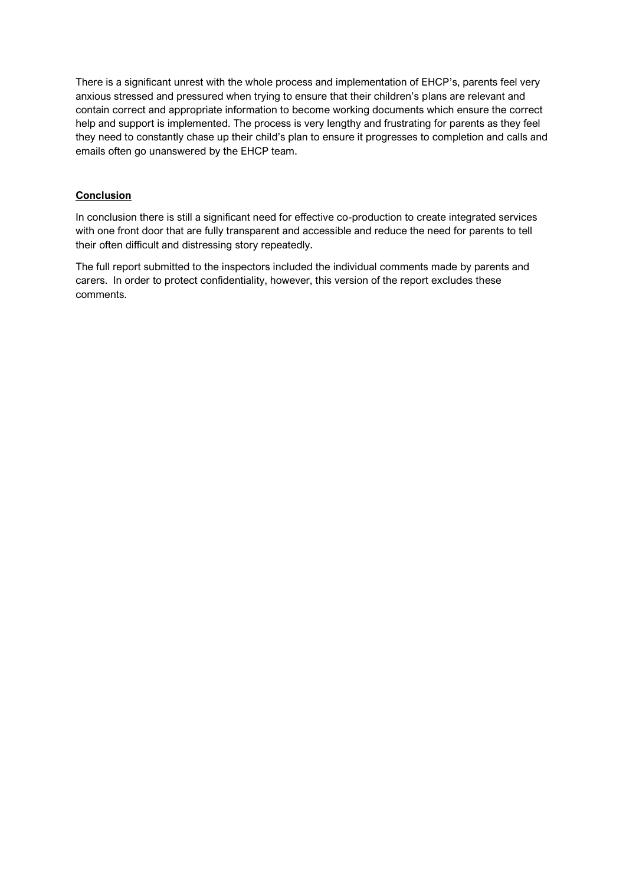There is a significant unrest with the whole process and implementation of EHCP's, parents feel very anxious stressed and pressured when trying to ensure that their children's plans are relevant and contain correct and appropriate information to become working documents which ensure the correct help and support is implemented. The process is very lengthy and frustrating for parents as they feel they need to constantly chase up their child's plan to ensure it progresses to completion and calls and emails often go unanswered by the EHCP team.

## Conclusion

In conclusion there is still a significant need for effective co-production to create integrated services with one front door that are fully transparent and accessible and reduce the need for parents to tell their often difficult and distressing story repeatedly.

The full report submitted to the inspectors included the individual comments made by parents and carers. In order to protect confidentiality, however, this version of the report excludes these comments.